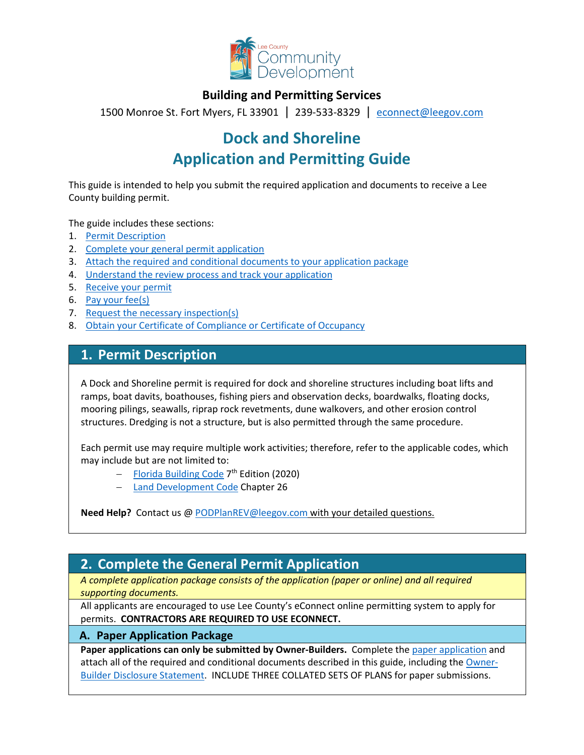Lee County Community Development

**Building and Permitting Services**

1500 Monroe St. Fort Myers, FL 33901 | 239-533-8329 | econnect@leegov.com

# Dock and Shoreline Application and Permitting Guide

This guide is intended to help you submit the required application and documents to receive a Lee County building permit.

The guide includes these sections:

1. Permit Description
2. Complete your general permit application
3. Attach the required and conditional documents to your application package
4. Understand the review process and track your application
5. Receive your permit
6. Pay your fee(s)
7. Request the necessary inspection(s)
8. Obtain your Certificate of Compliance or Certificate of Occupancy

## 1. Permit Description

A Dock and Shoreline permit is required for dock and shoreline structures including boat lifts and ramps, boat davits, boathouses, fishing piers and observation decks, boardwalks, floating docks, mooring pilings, seawalls, riprap rock revetments, dune walkovers, and other erosion control structures. Dredging is not a structure, but is also permitted through the same procedure.

Each permit use may require multiple work activities; therefore, refer to the applicable codes, which may include but are not limited to:

- Florida Building Code 7th Edition (2020)
- Land Development Code Chapter 26

**Need Help?** Contact us @ PODPlanREV@leegov.com with your detailed questions.

## 2. Complete the General Permit Application

*A complete application package consists of the application (paper or online) and all required supporting documents.*

All applicants are encouraged to use Lee County's eConnect online permitting system to apply for permits. **CONTRACTORS ARE REQUIRED TO USE ECONNECT.**

### A. Paper Application Package

**Paper applications can only be submitted by Owner-Builders.** Complete the paper application and attach all of the required and conditional documents described in this guide, including the Owner-Builder Disclosure Statement. INCLUDE THREE COLLATED SETS OF PLANS for paper submissions.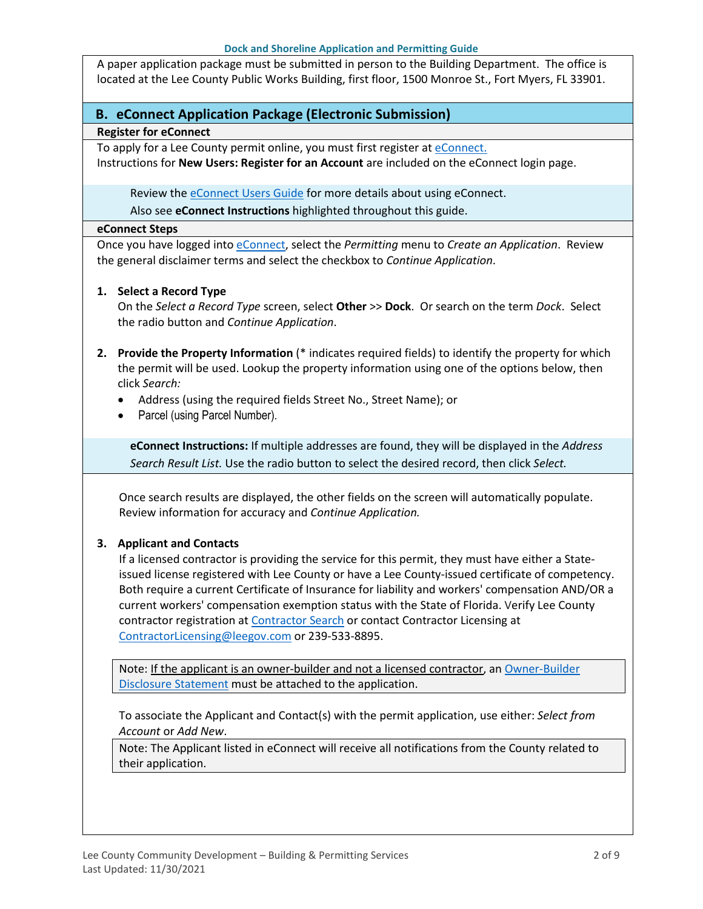A paper application package must be submitted in person to the Building Department. The office is located at the Lee County Public Works Building, first floor, 1500 Monroe St., Fort Myers, FL 33901.

## B. eConnect Application Package (Electronic Submission)

### Register for eConnect

To apply for a Lee County permit online, you must first register at eConnect.
Instructions for **New Users: Register for an Account** are included on the eConnect login page.

> Review the eConnect Users Guide for more details about using eConnect.
> Also see **eConnect Instructions** highlighted throughout this guide.

### eConnect Steps

Once you have logged into eConnect, select the *Permitting* menu to *Create an Application*. Review the general disclaimer terms and select the checkbox to *Continue Application*.

1. **Select a Record Type**
   On the *Select a Record Type* screen, select **Other** >> **Dock**. Or search on the term *Dock*. Select the radio button and *Continue Application*.

2. **Provide the Property Information** (* indicates required fields) to identify the property for which the permit will be used. Lookup the property information using one of the options below, then click *Search:*
   - Address (using the required fields Street No., Street Name); or
   - Parcel (using Parcel Number).

   > **eConnect Instructions:** If multiple addresses are found, they will be displayed in the *Address Search Result List.* Use the radio button to select the desired record, then click *Select.*

   Once search results are displayed, the other fields on the screen will automatically populate. Review information for accuracy and *Continue Application.*

3. **Applicant and Contacts**
   If a licensed contractor is providing the service for this permit, they must have either a State-issued license registered with Lee County or have a Lee County-issued certificate of competency. Both require a current Certificate of Insurance for liability and workers' compensation AND/OR a current workers' compensation exemption status with the State of Florida. Verify Lee County contractor registration at Contractor Search or contact Contractor Licensing at ContractorLicensing@leegov.com or 239-533-8895.

   > Note: If the applicant is an owner-builder and not a licensed contractor, an Owner-Builder Disclosure Statement must be attached to the application.

   To associate the Applicant and Contact(s) with the permit application, use either: *Select from Account* or *Add New*.

   > Note: The Applicant listed in eConnect will receive all notifications from the County related to their application.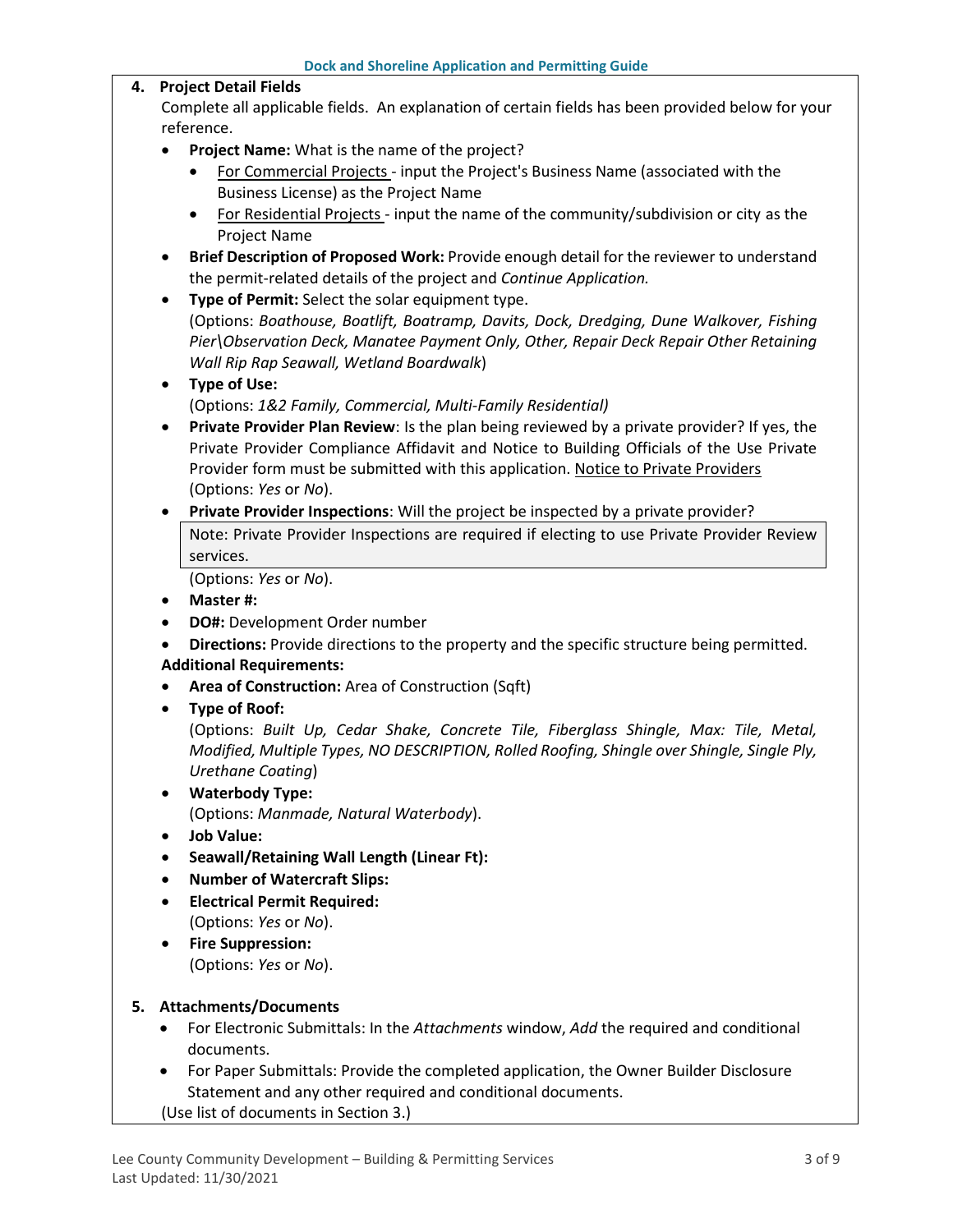4. **Project Detail Fields**

   Complete all applicable fields. An explanation of certain fields has been provided below for your reference.

   - **Project Name:** What is the name of the project?
     - For Commercial Projects - input the Project's Business Name (associated with the Business License) as the Project Name
     - For Residential Projects - input the name of the community/subdivision or city as the Project Name
   - **Brief Description of Proposed Work:** Provide enough detail for the reviewer to understand the permit-related details of the project and *Continue Application.*
   - **Type of Permit:** Select the solar equipment type.
     (Options: *Boathouse, Boatlift, Boatramp, Davits, Dock, Dredging, Dune Walkover, Fishing Pier\Observation Deck, Manatee Payment Only, Other, Repair Deck Repair Other Retaining Wall Rip Rap Seawall, Wetland Boardwalk*)
   - **Type of Use:**
     (Options: *1&2 Family, Commercial, Multi-Family Residential)*
   - **Private Provider Plan Review**: Is the plan being reviewed by a private provider? If yes, the Private Provider Compliance Affidavit and Notice to Building Officials of the Use Private Provider form must be submitted with this application. Notice to Private Providers
     (Options: *Yes* or *No*).
   - **Private Provider Inspections**: Will the project be inspected by a private provider?

     > Note: Private Provider Inspections are required if electing to use Private Provider Review services.

     (Options: *Yes* or *No*).
   - **Master #:**
   - **DO#:** Development Order number
   - **Directions:** Provide directions to the property and the specific structure being permitted.

   **Additional Requirements:**

   - **Area of Construction:** Area of Construction (Sqft)
   - **Type of Roof:**
     (Options: *Built Up, Cedar Shake, Concrete Tile, Fiberglass Shingle, Max: Tile, Metal, Modified, Multiple Types, NO DESCRIPTION, Rolled Roofing, Shingle over Shingle, Single Ply, Urethane Coating*)
   - **Waterbody Type:**
     (Options: *Manmade, Natural Waterbody*).
   - **Job Value:**
   - **Seawall/Retaining Wall Length (Linear Ft):**
   - **Number of Watercraft Slips:**
   - **Electrical Permit Required:**
     (Options: *Yes* or *No*).
   - **Fire Suppression:**
     (Options: *Yes* or *No*).

5. **Attachments/Documents**

   - For Electronic Submittals: In the *Attachments* window, *Add* the required and conditional documents.
   - For Paper Submittals: Provide the completed application, the Owner Builder Disclosure Statement and any other required and conditional documents.

   (Use list of documents in Section 3.)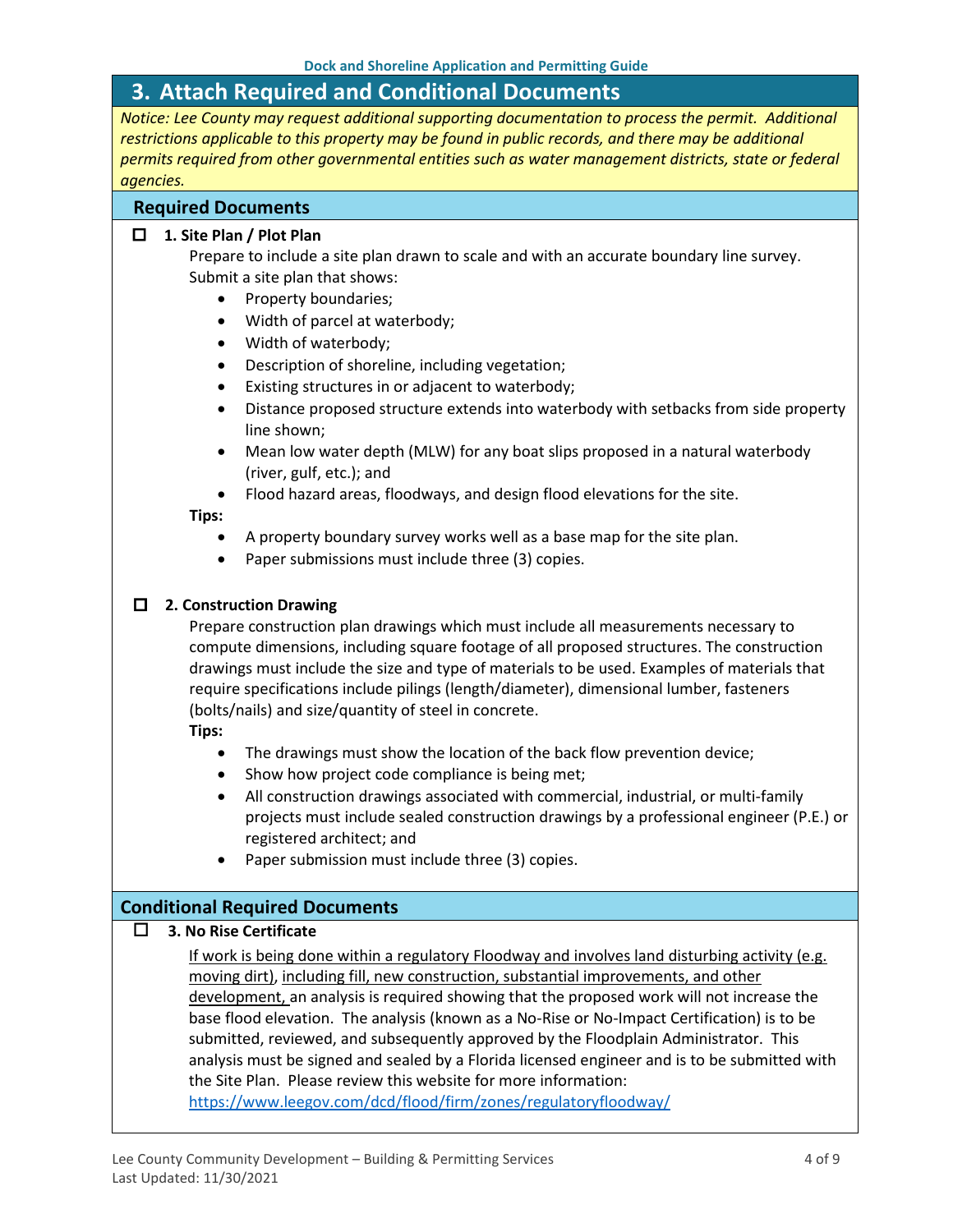## 3. Attach Required and Conditional Documents

*Notice: Lee County may request additional supporting documentation to process the permit. Additional restrictions applicable to this property may be found in public records, and there may be additional permits required from other governmental entities such as water management districts, state or federal agencies.*

### Required Documents

☐ **1. Site Plan / Plot Plan**

Prepare to include a site plan drawn to scale and with an accurate boundary line survey. Submit a site plan that shows:

- Property boundaries;
- Width of parcel at waterbody;
- Width of waterbody;
- Description of shoreline, including vegetation;
- Existing structures in or adjacent to waterbody;
- Distance proposed structure extends into waterbody with setbacks from side property line shown;
- Mean low water depth (MLW) for any boat slips proposed in a natural waterbody (river, gulf, etc.); and
- Flood hazard areas, floodways, and design flood elevations for the site.

**Tips:**

- A property boundary survey works well as a base map for the site plan.
- Paper submissions must include three (3) copies.

☐ **2. Construction Drawing**

Prepare construction plan drawings which must include all measurements necessary to compute dimensions, including square footage of all proposed structures. The construction drawings must include the size and type of materials to be used. Examples of materials that require specifications include pilings (length/diameter), dimensional lumber, fasteners (bolts/nails) and size/quantity of steel in concrete.

**Tips:**

- The drawings must show the location of the back flow prevention device;
- Show how project code compliance is being met;
- All construction drawings associated with commercial, industrial, or multi-family projects must include sealed construction drawings by a professional engineer (P.E.) or registered architect; and
- Paper submission must include three (3) copies.

### Conditional Required Documents

☐ **3. No Rise Certificate**

If work is being done within a regulatory Floodway and involves land disturbing activity (e.g. moving dirt), including fill, new construction, substantial improvements, and other development, an analysis is required showing that the proposed work will not increase the base flood elevation. The analysis (known as a No-Rise or No-Impact Certification) is to be submitted, reviewed, and subsequently approved by the Floodplain Administrator. This analysis must be signed and sealed by a Florida licensed engineer and is to be submitted with the Site Plan. Please review this website for more information: https://www.leegov.com/dcd/flood/firm/zones/regulatoryfloodway/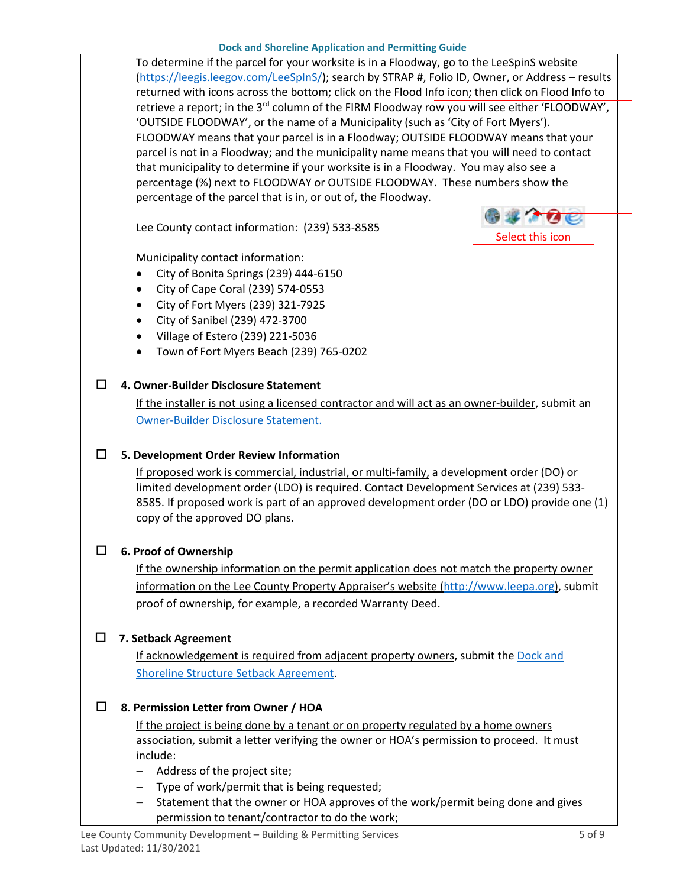To determine if the parcel for your worksite is in a Floodway, go to the LeeSpinS website (https://leegis.leegov.com/LeeSpInS/); search by STRAP #, Folio ID, Owner, or Address – results returned with icons across the bottom; click on the Flood Info icon; then click on Flood Info to retrieve a report; in the 3rd column of the FIRM Floodway row you will see either 'FLOODWAY', 'OUTSIDE FLOODWAY', or the name of a Municipality (such as 'City of Fort Myers'). FLOODWAY means that your parcel is in a Floodway; OUTSIDE FLOODWAY means that your parcel is not in a Floodway; and the municipality name means that you will need to contact that municipality to determine if your worksite is in a Floodway. You may also see a percentage (%) next to FLOODWAY or OUTSIDE FLOODWAY. These numbers show the percentage of the parcel that is in, or out of, the Floodway.

Select this icon

Lee County contact information: (239) 533-8585

Municipality contact information:

- City of Bonita Springs (239) 444-6150
- City of Cape Coral (239) 574-0553
- City of Fort Myers (239) 321-7925
- City of Sanibel (239) 472-3700
- Village of Estero (239) 221-5036
- Town of Fort Myers Beach (239) 765-0202

☐ **4. Owner-Builder Disclosure Statement**

If the installer is not using a licensed contractor and will act as an owner-builder, submit an Owner-Builder Disclosure Statement.

☐ **5. Development Order Review Information**

If proposed work is commercial, industrial, or multi-family, a development order (DO) or limited development order (LDO) is required. Contact Development Services at (239) 533-8585. If proposed work is part of an approved development order (DO or LDO) provide one (1) copy of the approved DO plans.

☐ **6. Proof of Ownership**

If the ownership information on the permit application does not match the property owner information on the Lee County Property Appraiser's website (http://www.leepa.org), submit proof of ownership, for example, a recorded Warranty Deed.

☐ **7. Setback Agreement**

If acknowledgement is required from adjacent property owners, submit the Dock and Shoreline Structure Setback Agreement.

☐ **8. Permission Letter from Owner / HOA**

If the project is being done by a tenant or on property regulated by a home owners association, submit a letter verifying the owner or HOA's permission to proceed. It must include:

- Address of the project site;
- Type of work/permit that is being requested;
- Statement that the owner or HOA approves of the work/permit being done and gives permission to tenant/contractor to do the work;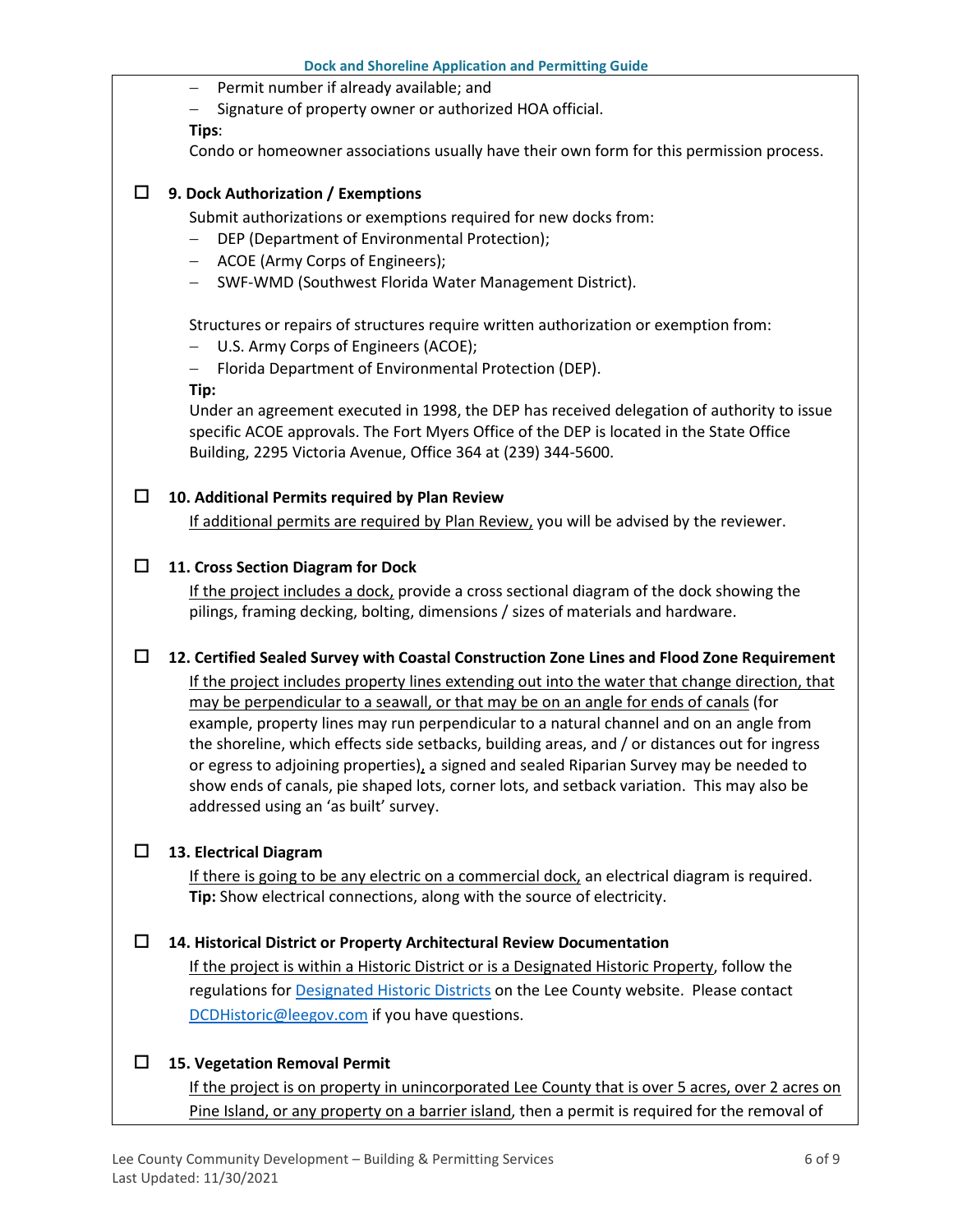- Permit number if already available; and
- Signature of property owner or authorized HOA official.

**Tips**:
Condo or homeowner associations usually have their own form for this permission process.

☐ **9. Dock Authorization / Exemptions**

Submit authorizations or exemptions required for new docks from:

- DEP (Department of Environmental Protection);
- ACOE (Army Corps of Engineers);
- SWF-WMD (Southwest Florida Water Management District).

Structures or repairs of structures require written authorization or exemption from:

- U.S. Army Corps of Engineers (ACOE);
- Florida Department of Environmental Protection (DEP).

**Tip:**
Under an agreement executed in 1998, the DEP has received delegation of authority to issue specific ACOE approvals. The Fort Myers Office of the DEP is located in the State Office Building, 2295 Victoria Avenue, Office 364 at (239) 344-5600.

☐ **10. Additional Permits required by Plan Review**

If additional permits are required by Plan Review, you will be advised by the reviewer.

☐ **11. Cross Section Diagram for Dock**

If the project includes a dock, provide a cross sectional diagram of the dock showing the pilings, framing decking, bolting, dimensions / sizes of materials and hardware.

☐ **12. Certified Sealed Survey with Coastal Construction Zone Lines and Flood Zone Requirement**

If the project includes property lines extending out into the water that change direction, that may be perpendicular to a seawall, or that may be on an angle for ends of canals (for example, property lines may run perpendicular to a natural channel and on an angle from the shoreline, which effects side setbacks, building areas, and / or distances out for ingress or egress to adjoining properties), a signed and sealed Riparian Survey may be needed to show ends of canals, pie shaped lots, corner lots, and setback variation. This may also be addressed using an 'as built' survey.

☐ **13. Electrical Diagram**

If there is going to be any electric on a commercial dock, an electrical diagram is required.
**Tip:** Show electrical connections, along with the source of electricity.

☐ **14. Historical District or Property Architectural Review Documentation**

If the project is within a Historic District or is a Designated Historic Property, follow the regulations for Designated Historic Districts on the Lee County website. Please contact DCDHistoric@leegov.com if you have questions.

☐ **15. Vegetation Removal Permit**

If the project is on property in unincorporated Lee County that is over 5 acres, over 2 acres on Pine Island, or any property on a barrier island, then a permit is required for the removal of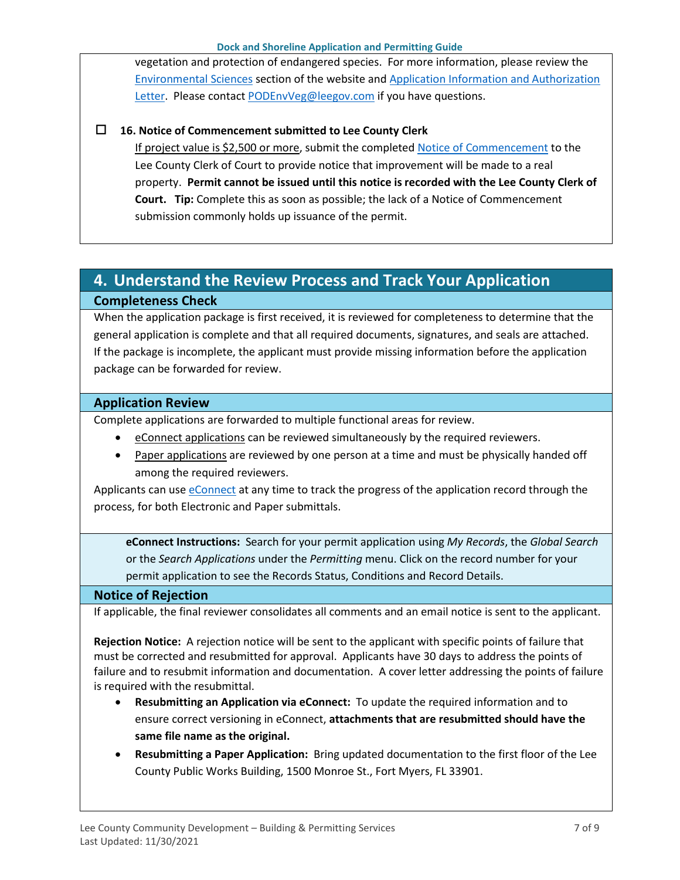vegetation and protection of endangered species. For more information, please review the Environmental Sciences section of the website and Application Information and Authorization Letter. Please contact PODEnvVeg@leegov.com if you have questions.

☐ **16. Notice of Commencement submitted to Lee County Clerk**

If project value is $2,500 or more, submit the completed Notice of Commencement to the Lee County Clerk of Court to provide notice that improvement will be made to a real property. **Permit cannot be issued until this notice is recorded with the Lee County Clerk of Court.** **Tip:** Complete this as soon as possible; the lack of a Notice of Commencement submission commonly holds up issuance of the permit.

## 4. Understand the Review Process and Track Your Application

### Completeness Check

When the application package is first received, it is reviewed for completeness to determine that the general application is complete and that all required documents, signatures, and seals are attached. If the package is incomplete, the applicant must provide missing information before the application package can be forwarded for review.

### Application Review

Complete applications are forwarded to multiple functional areas for review.

- eConnect applications can be reviewed simultaneously by the required reviewers.
- Paper applications are reviewed by one person at a time and must be physically handed off among the required reviewers.

Applicants can use eConnect at any time to track the progress of the application record through the process, for both Electronic and Paper submittals.

**eConnect Instructions:** Search for your permit application using *My Records*, the *Global Search* or the *Search Applications* under the *Permitting* menu. Click on the record number for your permit application to see the Records Status, Conditions and Record Details.

### Notice of Rejection

If applicable, the final reviewer consolidates all comments and an email notice is sent to the applicant.

**Rejection Notice:** A rejection notice will be sent to the applicant with specific points of failure that must be corrected and resubmitted for approval. Applicants have 30 days to address the points of failure and to resubmit information and documentation. A cover letter addressing the points of failure is required with the resubmittal.

- **Resubmitting an Application via eConnect:** To update the required information and to ensure correct versioning in eConnect, **attachments that are resubmitted should have the same file name as the original.**
- **Resubmitting a Paper Application:** Bring updated documentation to the first floor of the Lee County Public Works Building, 1500 Monroe St., Fort Myers, FL 33901.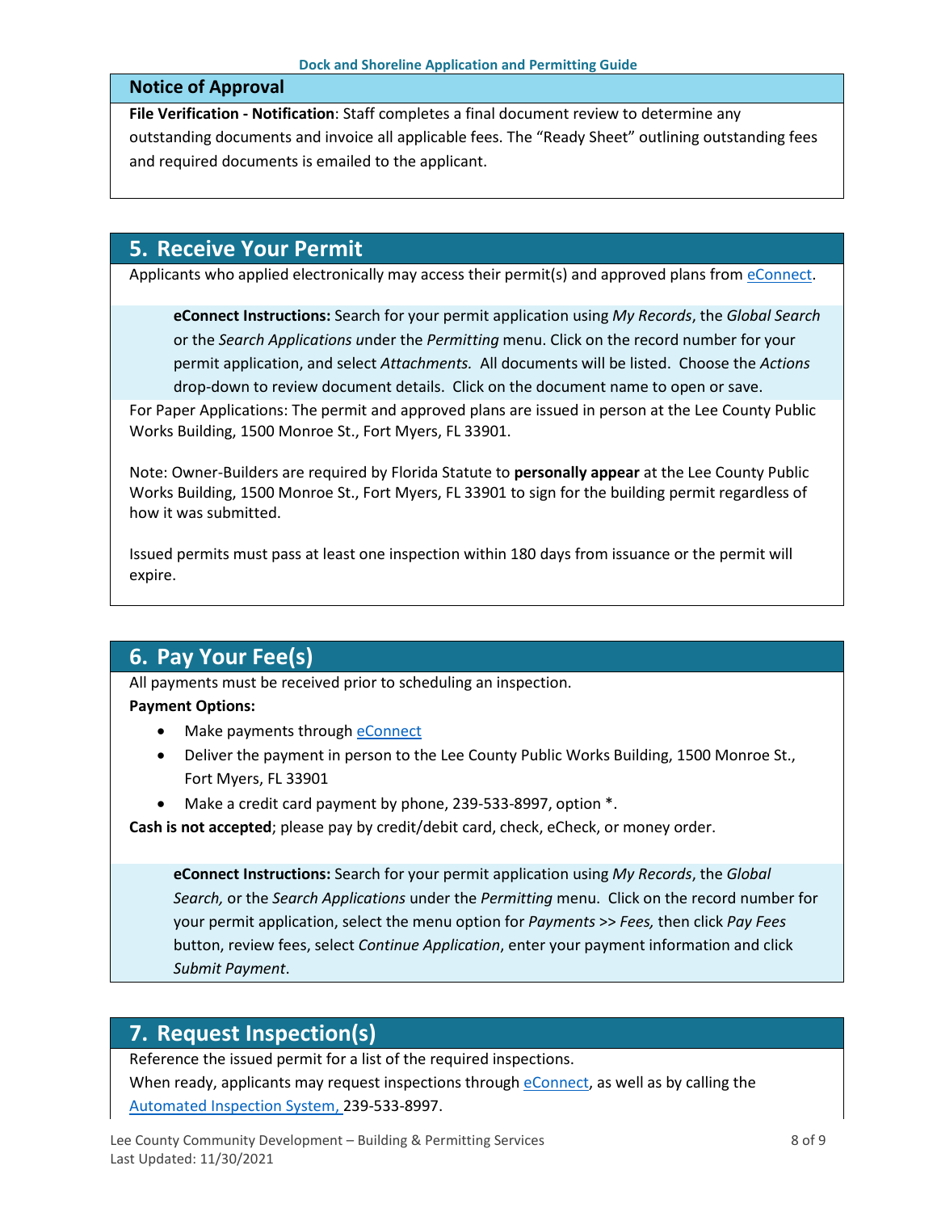### Notice of Approval

**File Verification - Notification**: Staff completes a final document review to determine any outstanding documents and invoice all applicable fees. The "Ready Sheet" outlining outstanding fees and required documents is emailed to the applicant.

## 5. Receive Your Permit

Applicants who applied electronically may access their permit(s) and approved plans from eConnect.

> **eConnect Instructions:** Search for your permit application using *My Records*, the *Global Search* or the *Search Applications* under the *Permitting* menu. Click on the record number for your permit application, and select *Attachments.* All documents will be listed. Choose the *Actions* drop-down to review document details. Click on the document name to open or save.

For Paper Applications: The permit and approved plans are issued in person at the Lee County Public Works Building, 1500 Monroe St., Fort Myers, FL 33901.

Note: Owner-Builders are required by Florida Statute to **personally appear** at the Lee County Public Works Building, 1500 Monroe St., Fort Myers, FL 33901 to sign for the building permit regardless of how it was submitted.

Issued permits must pass at least one inspection within 180 days from issuance or the permit will expire.

## 6. Pay Your Fee(s)

All payments must be received prior to scheduling an inspection.

**Payment Options:**

- Make payments through eConnect
- Deliver the payment in person to the Lee County Public Works Building, 1500 Monroe St., Fort Myers, FL 33901
- Make a credit card payment by phone, 239-533-8997, option *.

**Cash is not accepted**; please pay by credit/debit card, check, eCheck, or money order.

> **eConnect Instructions:** Search for your permit application using *My Records*, the *Global Search,* or the *Search Applications* under the *Permitting* menu. Click on the record number for your permit application, select the menu option for *Payments* >> *Fees,* then click *Pay Fees* button, review fees, select *Continue Application*, enter your payment information and click *Submit Payment*.

## 7. Request Inspection(s)

Reference the issued permit for a list of the required inspections.
When ready, applicants may request inspections through eConnect, as well as by calling the Automated Inspection System, 239-533-8997.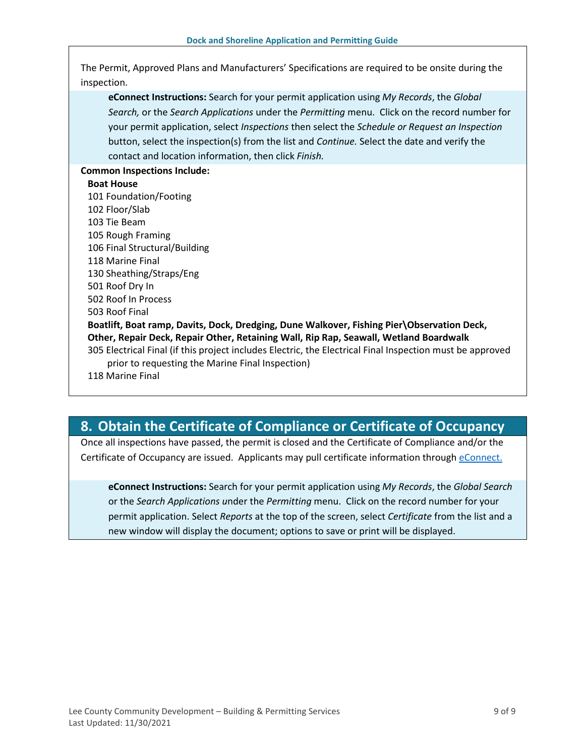The Permit, Approved Plans and Manufacturers' Specifications are required to be onsite during the inspection.

**eConnect Instructions:** Search for your permit application using *My Records*, the *Global Search,* or the *Search Applications* under the *Permitting* menu. Click on the record number for your permit application, select *Inspections* then select the *Schedule or Request an Inspection* button, select the inspection(s) from the list and *Continue.* Select the date and verify the contact and location information, then click *Finish.*

**Common Inspections Include:**

**Boat House**

101 Foundation/Footing
102 Floor/Slab
103 Tie Beam
105 Rough Framing
106 Final Structural/Building
118 Marine Final
130 Sheathing/Straps/Eng
501 Roof Dry In
502 Roof In Process
503 Roof Final

**Boatlift, Boat ramp, Davits, Dock, Dredging, Dune Walkover, Fishing Pier\Observation Deck, Other, Repair Deck, Repair Other, Retaining Wall, Rip Rap, Seawall, Wetland Boardwalk**

305 Electrical Final (if this project includes Electric, the Electrical Final Inspection must be approved prior to requesting the Marine Final Inspection)
118 Marine Final

## 8. Obtain the Certificate of Compliance or Certificate of Occupancy

Once all inspections have passed, the permit is closed and the Certificate of Compliance and/or the Certificate of Occupancy are issued. Applicants may pull certificate information through eConnect.

**eConnect Instructions:** Search for your permit application using *My Records*, the *Global Search* or the *Search Applications* under the *Permitting* menu. Click on the record number for your permit application. Select *Reports* at the top of the screen, select *Certificate* from the list and a new window will display the document; options to save or print will be displayed.